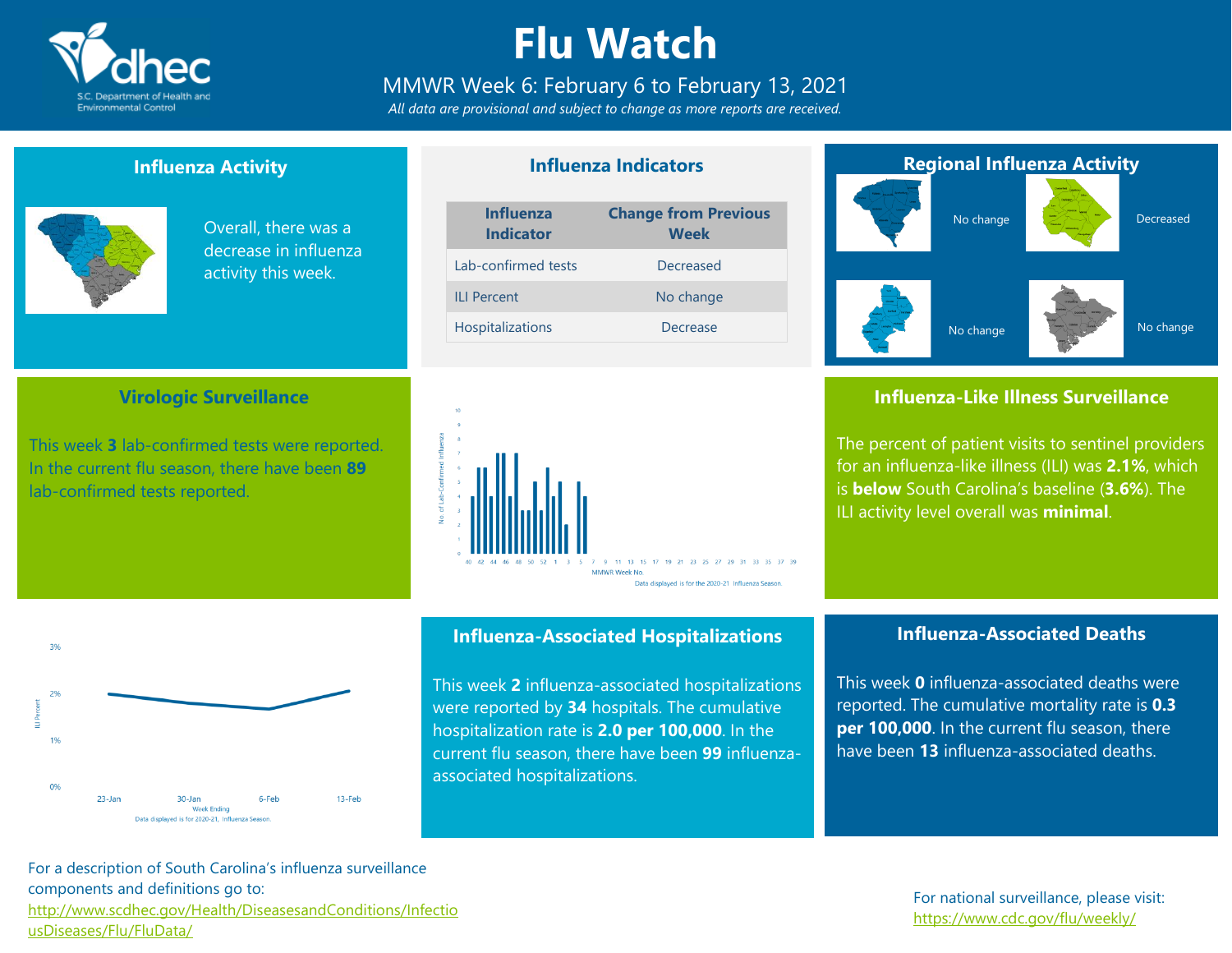# Flu Watch

MMWR Week 6: February 6 to February 13, 2021

*All data are provisional and subject to change as more reports are received.*

## Influenza Activity

Overall, there was a decrease in influenza activity this week.

## Influenza Indicators

| Influenza Indicator | Change from Previous Week |
|---|---|
| Lab-confirmed tests | Decreased |
| ILI Percent | No change |
| Hospitalizations | Decrease |

## Regional Influenza Activity

No change

Decreased

No change

No change

## Virologic Surveillance

This week **3** lab-confirmed tests were reported. In the current flu season, there have been **89** lab-confirmed tests reported.

Data displayed is for the 2020-21 Influenza Season.

## Influenza-Like Illness Surveillance

The percent of patient visits to sentinel providers for an influenza-like illness (ILI) was **2.1%**, which is **below** South Carolina's baseline (**3.6%**). The ILI activity level overall was **minimal**.

Data displayed is for 2020-21, Influenza Season.

## Influenza-Associated Hospitalizations

This week **2** influenza-associated hospitalizations were reported by **34** hospitals. The cumulative hospitalization rate is **2.0 per 100,000**. In the current flu season, there have been **99** influenza-associated hospitalizations.

## Influenza-Associated Deaths

This week **0** influenza-associated deaths were reported. The cumulative mortality rate is **0.3 per 100,000**. In the current flu season, there have been **13** influenza-associated deaths.

For a description of South Carolina's influenza surveillance components and definitions go to: http://www.scdhec.gov/Health/DiseasesandConditions/InfectiousDiseases/Flu/FluData/

For national surveillance, please visit: https://www.cdc.gov/flu/weekly/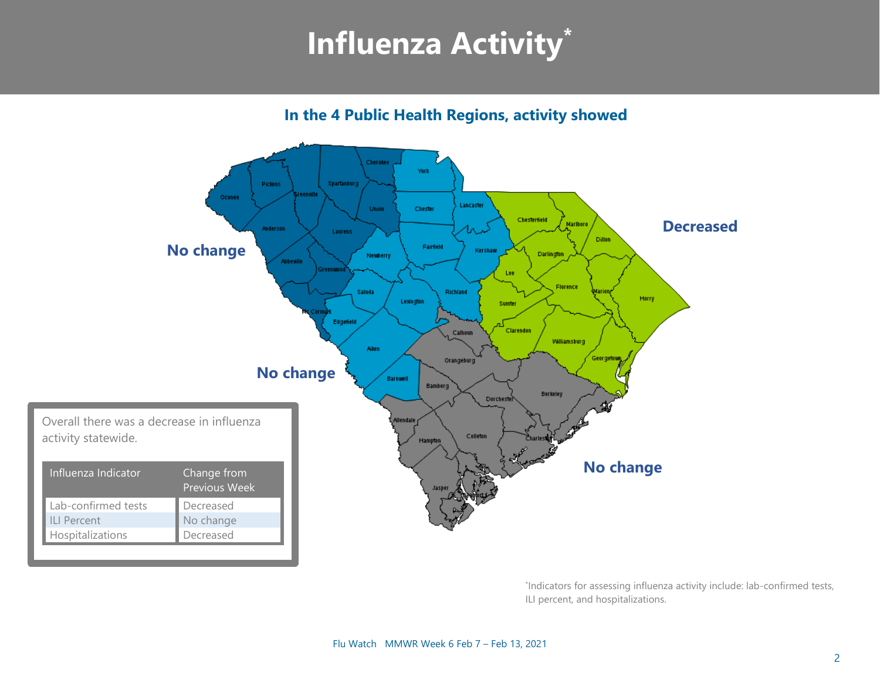# Influenza Activity*

### In the 4 Public Health Regions, activity showed

**No change**

**No change**

**Decreased**

**No change**

Overall there was a decrease in influenza activity statewide.

| Influenza Indicator | Change from Previous Week |
|---|---|
| Lab-confirmed tests | Decreased |
| ILI Percent | No change |
| Hospitalizations | Decreased |

*Indicators for assessing influenza activity include: lab-confirmed tests, ILI percent, and hospitalizations.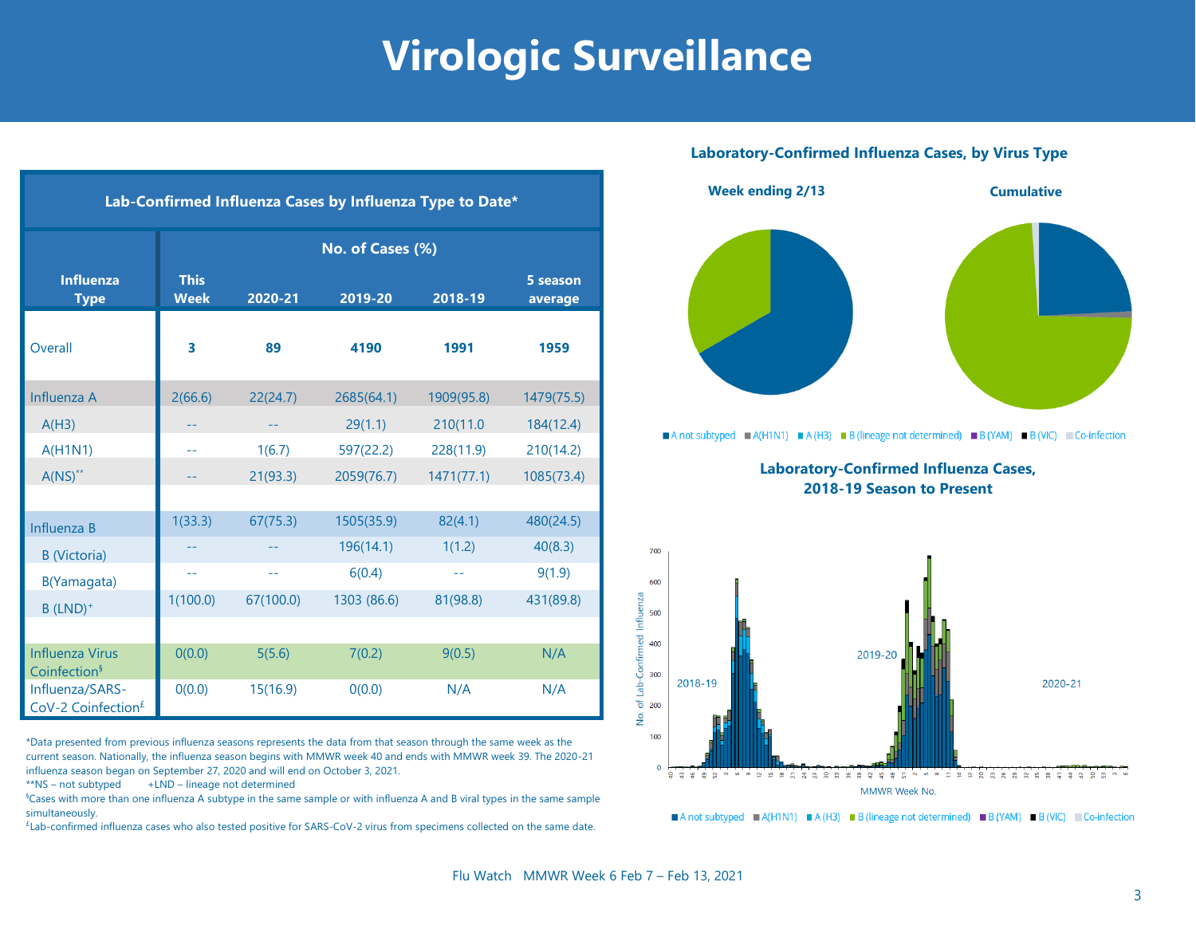# Virologic Surveillance

| Lab-Confirmed Influenza Cases by Influenza Type to Date* | | | | | |
|---|---|---|---|---|---|
| | No. of Cases (%) | | | | |
| Influenza Type | This Week | 2020-21 | 2019-20 | 2018-19 | 5 season average |
| Overall | **3** | **89** | **4190** | **1991** | **1959** |
| Influenza A | 2(66.6) | 22(24.7) | 2685(64.1) | 1909(95.8) | 1479(75.5) |
| A(H3) | -- | -- | 29(1.1) | 210(11.0 | 184(12.4) |
| A(H1N1) | -- | 1(6.7) | 597(22.2) | 228(11.9) | 210(14.2) |
| A(NS)** | -- | 21(93.3) | 2059(76.7) | 1471(77.1) | 1085(73.4) |
| | | | | | |
| Influenza B | 1(33.3) | 67(75.3) | 1505(35.9) | 82(4.1) | 480(24.5) |
| B (Victoria) | -- | -- | 196(14.1) | 1(1.2) | 40(8.3) |
| B(Yamagata) | -- | -- | 6(0.4) | -- | 9(1.9) |
| B (LND)+ | 1(100.0) | 67(100.0) | 1303 (86.6) | 81(98.8) | 431(89.8) |
| | | | | | |
| Influenza Virus Coinfection§ | 0(0.0) | 5(5.6) | 7(0.2) | 9(0.5) | N/A |
| Influenza/SARS-CoV-2 Coinfection£ | 0(0.0) | 15(16.9) | 0(0.0) | N/A | N/A |

*Data presented from previous influenza seasons represents the data from that season through the same week as the current season. Nationally, the influenza season begins with MMWR week 40 and ends with MMWR week 39. The 2020-21 influenza season began on September 27, 2020 and will end on October 3, 2021.

**NS – not subtyped +LND – lineage not determined

§Cases with more than one influenza A subtype in the same sample or with influenza A and B viral types in the same sample simultaneously.

£Lab-confirmed influenza cases who also tested positive for SARS-CoV-2 virus from specimens collected on the same date.

**Laboratory-Confirmed Influenza Cases, by Virus Type**

**Week ending 2/13** | **Cumulative**

A not subtyped | A(H1N1) | A (H3) | B (lineage not determined) | B (YAM) | B (VIC) | Co-infection

**Laboratory-Confirmed Influenza Cases, 2018-19 Season to Present**

No. of Lab-Confirmed Influenza; MMWR Week No.; 2018-19; 2019-20; 2020-21

A not subtyped | A(H1N1) | A (H3) | B (lineage not determined) | B (YAM) | B (VIC) | Co-infection

Flu Watch MMWR Week 6 Feb 7 – Feb 13, 2021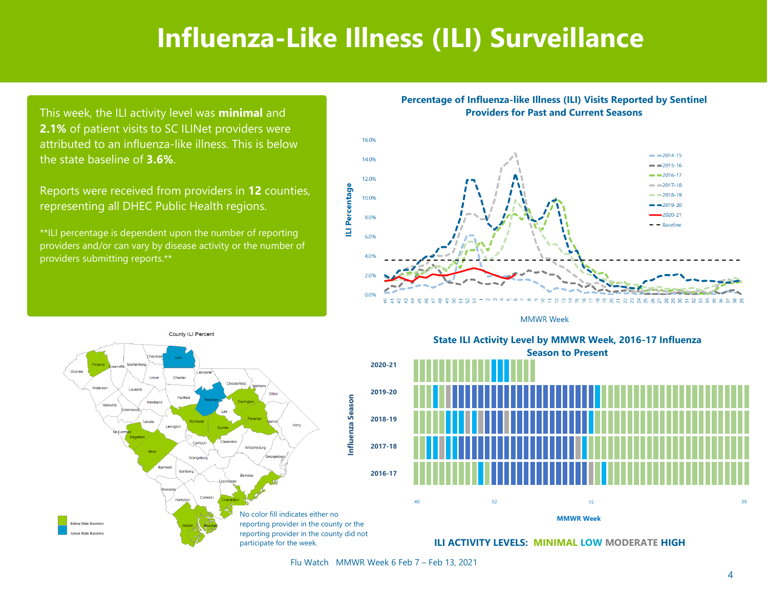# Influenza-Like Illness (ILI) Surveillance

This week, the ILI activity level was **minimal** and **2.1%** of patient visits to SC ILINet providers were attributed to an influenza-like illness. This is below the state baseline of **3.6%**.

Reports were received from providers in **12** counties, representing all DHEC Public Health regions.

**ILI percentage is dependent upon the number of reporting providers and/or can vary by disease activity or the number of providers submitting reports.**

**Percentage of Influenza-like Illness (ILI) Visits Reported by Sentinel Providers for Past and Current Seasons**

County ILI Percent

No color fill indicates either no reporting provider in the county or the reporting provider in the county did not participate for the week.

**State ILI Activity Level by MMWR Week, 2016-17 Influenza Season to Present**

**ILI ACTIVITY LEVELS: MINIMAL LOW MODERATE HIGH**

Flu Watch MMWR Week 6 Feb 7 – Feb 13, 2021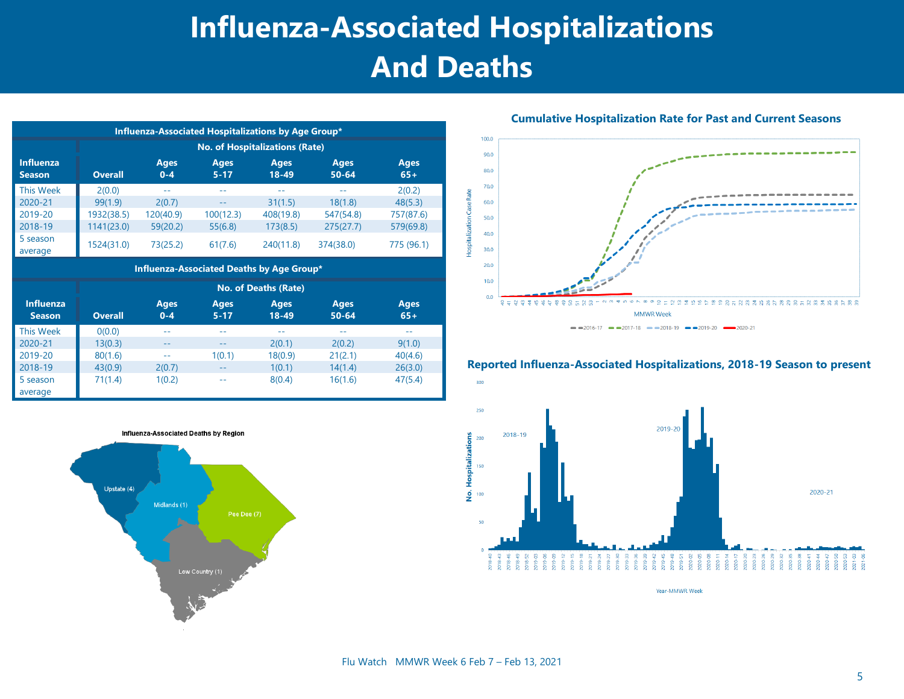# Influenza-Associated Hospitalizations And Deaths

| Influenza-Associated Hospitalizations by Age Group* | | | | | | |
|---|---|---|---|---|---|---|
| | No. of Hospitalizations (Rate) | | | | | |
| Influenza Season | Overall | Ages 0-4 | Ages 5-17 | Ages 18-49 | Ages 50-64 | Ages 65+ |
| This Week | 2(0.0) | -- | -- | -- | -- | 2(0.2) |
| 2020-21 | 99(1.9) | 2(0.7) | -- | 31(1.5) | 18(1.8) | 48(5.3) |
| 2019-20 | 1932(38.5) | 120(40.9) | 100(12.3) | 408(19.8) | 547(54.8) | 757(87.6) |
| 2018-19 | 1141(23.0) | 59(20.2) | 55(6.8) | 173(8.5) | 275(27.7) | 579(69.8) |
| 5 season average | 1524(31.0) | 73(25.2) | 61(7.6) | 240(11.8) | 374(38.0) | 775 (96.1) |

| Influenza-Associated Deaths by Age Group* | | | | | | |
|---|---|---|---|---|---|---|
| | No. of Deaths (Rate) | | | | | |
| Influenza Season | Overall | Ages 0-4 | Ages 5-17 | Ages 18-49 | Ages 50-64 | Ages 65+ |
| This Week | 0(0.0) | -- | -- | -- | -- | -- |
| 2020-21 | 13(0.3) | -- | -- | 2(0.1) | 2(0.2) | 9(1.0) |
| 2019-20 | 80(1.6) | -- | 1(0.1) | 18(0.9) | 21(2.1) | 40(4.6) |
| 2018-19 | 43(0.9) | 2(0.7) | -- | 1(0.1) | 14(1.4) | 26(3.0) |
| 5 season average | 71(1.4) | 1(0.2) | -- | 8(0.4) | 16(1.6) | 47(5.4) |

**Influenza-Associated Deaths by Region**

Upstate (4)
Midlands (1)
Pee Dee (7)
Low Country (1)

**Cumulative Hospitalization Rate for Past and Current Seasons**

Hospitalization Case Rate
MMWR Week
2016-17 2017-18 2018-19 2019-20 2020-21

**Reported Influenza-Associated Hospitalizations, 2018-19 Season to present**

No. Hospitalizations
2018-19
2019-20
2020-21
Year-MMWR Week

Flu Watch MMWR Week 6 Feb 7 – Feb 13, 2021